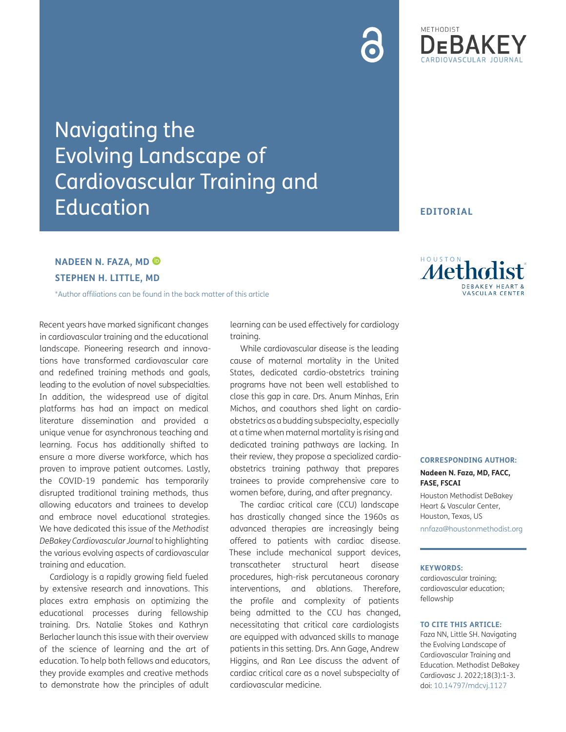# Navigating the Evolving Landscape of Cardiovascular Training and Education

**EDITORIAL**

**NADEEN N. FAZA, MD**

**STEPHEN H. LITTLE, MD**

*Author affiliations can be found in the back matter of this article

Recent years have marked significant changes in cardiovascular training and the educational landscape. Pioneering research and innovations have transformed cardiovascular care and redefined training methods and goals, leading to the evolution of novel subspecialties. In addition, the widespread use of digital platforms has had an impact on medical literature dissemination and provided a unique venue for asynchronous teaching and learning. Focus has additionally shifted to ensure a more diverse workforce, which has proven to improve patient outcomes. Lastly, the COVID-19 pandemic has temporarily disrupted traditional training methods, thus allowing educators and trainees to develop and embrace novel educational strategies. We have dedicated this issue of the *Methodist DeBakey Cardiovascular Journal* to highlighting the various evolving aspects of cardiovascular training and education.

Cardiology is a rapidly growing field fueled by extensive research and innovations. This places extra emphasis on optimizing the educational processes during fellowship training. Drs. Natalie Stokes and Kathryn Berlacher launch this issue with their overview of the science of learning and the art of education. To help both fellows and educators, they provide examples and creative methods to demonstrate how the principles of adult learning can be used effectively for cardiology training.

While cardiovascular disease is the leading cause of maternal mortality in the United States, dedicated cardio-obstetrics training programs have not been well established to close this gap in care. Drs. Anum Minhas, Erin Michos, and coauthors shed light on cardio-obstetrics as a budding subspecialty, especially at a time when maternal mortality is rising and dedicated training pathways are lacking. In their review, they propose a specialized cardio-obstetrics training pathway that prepares trainees to provide comprehensive care to women before, during, and after pregnancy.

The cardiac critical care (CCU) landscape has drastically changed since the 1960s as advanced therapies are increasingly being offered to patients with cardiac disease. These include mechanical support devices, transcatheter structural heart disease procedures, high-risk percutaneous coronary interventions, and ablations. Therefore, the profile and complexity of patients being admitted to the CCU has changed, necessitating that critical care cardiologists are equipped with advanced skills to manage patients in this setting. Drs. Ann Gage, Andrew Higgins, and Ran Lee discuss the advent of cardiac critical care as a novel subspecialty of cardiovascular medicine.

**CORRESPONDING AUTHOR:**

**Nadeen N. Faza, MD, FACC, FASE, FSCAI**

Houston Methodist DeBakey Heart & Vascular Center, Houston, Texas, US

nnfaza@houstonmethodist.org

**KEYWORDS:**

cardiovascular training; cardiovascular education; fellowship

**TO CITE THIS ARTICLE:**

Faza NN, Little SH. Navigating the Evolving Landscape of Cardiovascular Training and Education. Methodist DeBakey Cardiovasc J. 2022;18(3):1-3. doi: 10.14797/mdcvj.1127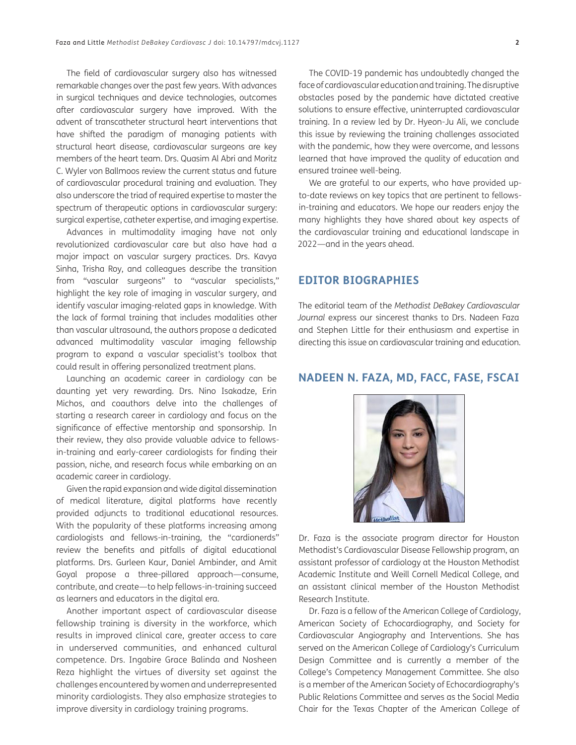The field of cardiovascular surgery also has witnessed remarkable changes over the past few years. With advances in surgical techniques and device technologies, outcomes after cardiovascular surgery have improved. With the advent of transcatheter structural heart interventions that have shifted the paradigm of managing patients with structural heart disease, cardiovascular surgeons are key members of the heart team. Drs. Quasim Al Abri and Moritz C. Wyler von Ballmoos review the current status and future of cardiovascular procedural training and evaluation. They also underscore the triad of required expertise to master the spectrum of therapeutic options in cardiovascular surgery: surgical expertise, catheter expertise, and imaging expertise.

Advances in multimodality imaging have not only revolutionized cardiovascular care but also have had a major impact on vascular surgery practices. Drs. Kavya Sinha, Trisha Roy, and colleagues describe the transition from "vascular surgeons" to "vascular specialists," highlight the key role of imaging in vascular surgery, and identify vascular imaging-related gaps in knowledge. With the lack of formal training that includes modalities other than vascular ultrasound, the authors propose a dedicated advanced multimodality vascular imaging fellowship program to expand a vascular specialist's toolbox that could result in offering personalized treatment plans.

Launching an academic career in cardiology can be daunting yet very rewarding. Drs. Nino Isakadze, Erin Michos, and coauthors delve into the challenges of starting a research career in cardiology and focus on the significance of effective mentorship and sponsorship. In their review, they also provide valuable advice to fellows-in-training and early-career cardiologists for finding their passion, niche, and research focus while embarking on an academic career in cardiology.

Given the rapid expansion and wide digital dissemination of medical literature, digital platforms have recently provided adjuncts to traditional educational resources. With the popularity of these platforms increasing among cardiologists and fellows-in-training, the "cardionerds" review the benefits and pitfalls of digital educational platforms. Drs. Gurleen Kaur, Daniel Ambinder, and Amit Goyal propose a three-pillared approach—consume, contribute, and create—to help fellows-in-training succeed as learners and educators in the digital era.

Another important aspect of cardiovascular disease fellowship training is diversity in the workforce, which results in improved clinical care, greater access to care in underserved communities, and enhanced cultural competence. Drs. Ingabire Grace Balinda and Nosheen Reza highlight the virtues of diversity set against the challenges encountered by women and underrepresented minority cardiologists. They also emphasize strategies to improve diversity in cardiology training programs.

The COVID-19 pandemic has undoubtedly changed the face of cardiovascular education and training. The disruptive obstacles posed by the pandemic have dictated creative solutions to ensure effective, uninterrupted cardiovascular training. In a review led by Dr. Hyeon-Ju Ali, we conclude this issue by reviewing the training challenges associated with the pandemic, how they were overcome, and lessons learned that have improved the quality of education and ensured trainee well-being.

We are grateful to our experts, who have provided up-to-date reviews on key topics that are pertinent to fellows-in-training and educators. We hope our readers enjoy the many highlights they have shared about key aspects of the cardiovascular training and educational landscape in 2022—and in the years ahead.

## EDITOR BIOGRAPHIES

The editorial team of the *Methodist DeBakey Cardiovascular Journal* express our sincerest thanks to Drs. Nadeen Faza and Stephen Little for their enthusiasm and expertise in directing this issue on cardiovascular training and education.

## NADEEN N. FAZA, MD, FACC, FASE, FSCAI

Dr. Faza is the associate program director for Houston Methodist's Cardiovascular Disease Fellowship program, an assistant professor of cardiology at the Houston Methodist Academic Institute and Weill Cornell Medical College, and an assistant clinical member of the Houston Methodist Research Institute.

Dr. Faza is a fellow of the American College of Cardiology, American Society of Echocardiography, and Society for Cardiovascular Angiography and Interventions. She has served on the American College of Cardiology's Curriculum Design Committee and is currently a member of the College's Competency Management Committee. She also is a member of the American Society of Echocardiography's Public Relations Committee and serves as the Social Media Chair for the Texas Chapter of the American College of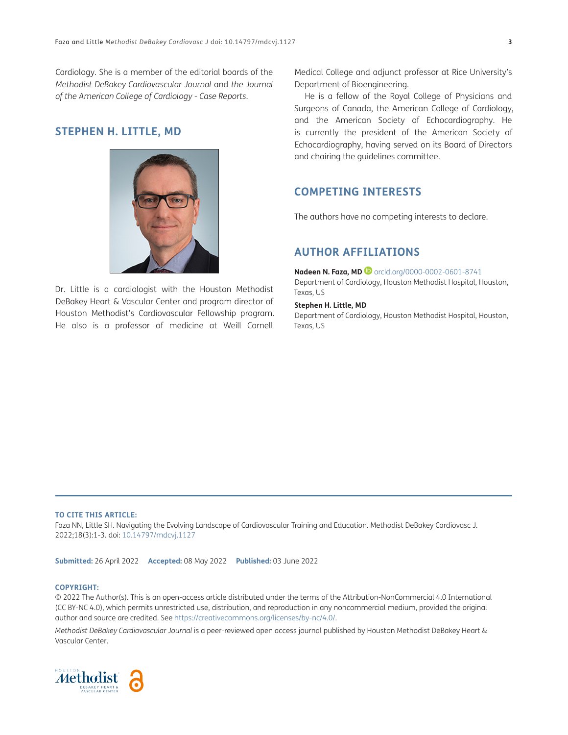Cardiology. She is a member of the editorial boards of the *Methodist DeBakey Cardiovascular Journal* and *the Journal of the American College of Cardiology - Case Reports*.

## STEPHEN H. LITTLE, MD

Dr. Little is a cardiologist with the Houston Methodist DeBakey Heart & Vascular Center and program director of Houston Methodist's Cardiovascular Fellowship program. He also is a professor of medicine at Weill Cornell Medical College and adjunct professor at Rice University's Department of Bioengineering.

He is a fellow of the Royal College of Physicians and Surgeons of Canada, the American College of Cardiology, and the American Society of Echocardiography. He is currently the president of the American Society of Echocardiography, having served on its Board of Directors and chairing the guidelines committee.

## COMPETING INTERESTS

The authors have no competing interests to declare.

## AUTHOR AFFILIATIONS

**Nadeen N. Faza, MD** orcid.org/0000-0002-0601-8741
Department of Cardiology, Houston Methodist Hospital, Houston, Texas, US

**Stephen H. Little, MD**
Department of Cardiology, Houston Methodist Hospital, Houston, Texas, US

**TO CITE THIS ARTICLE:**
Faza NN, Little SH. Navigating the Evolving Landscape of Cardiovascular Training and Education. Methodist DeBakey Cardiovasc J. 2022;18(3):1-3. doi: 10.14797/mdcvj.1127

**Submitted:** 26 April 2022 **Accepted:** 08 May 2022 **Published:** 03 June 2022

**COPYRIGHT:**
© 2022 The Author(s). This is an open-access article distributed under the terms of the Attribution-NonCommercial 4.0 International (CC BY-NC 4.0), which permits unrestricted use, distribution, and reproduction in any noncommercial medium, provided the original author and source are credited. See https://creativecommons.org/licenses/by-nc/4.0/.

*Methodist DeBakey Cardiovascular Journal* is a peer-reviewed open access journal published by Houston Methodist DeBakey Heart & Vascular Center.